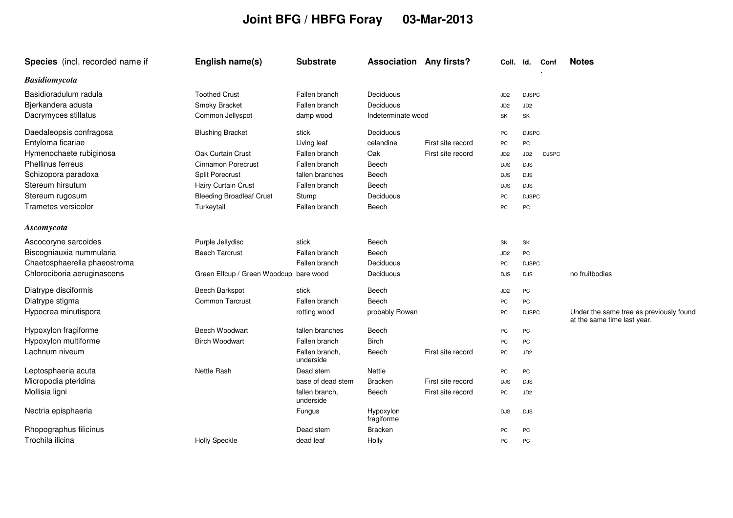# Joint BFG / HBFG Foray 03-Mar-2013

| Species (incl. recorded name if | English name(s) | Substrate | Association | Any firsts? | Coll. | Id. | Conf. | Notes |
|---|---|---|---|---|---|---|---|---|
| ***Basidiomycota*** | | | | | | | | |
| Basidioradulum radula | Toothed Crust | Fallen branch | Deciduous | | JD2 | DJSPC | | |
| Bjerkandera adusta | Smoky Bracket | Fallen branch | Deciduous | | JD2 | JD2 | | |
| Dacrymyces stillatus | Common Jellyspot | damp wood | Indeterminate wood | | SK | SK | | |
| Daedaleopsis confragosa | Blushing Bracket | stick | Deciduous | | PC | DJSPC | | |
| Entyloma ficariae | | Living leaf | celandine | First site record | PC | PC | | |
| Hymenochaete rubiginosa | Oak Curtain Crust | Fallen branch | Oak | First site record | JD2 | JD2 | DJSPC | |
| Phellinus ferreus | Cinnamon Porecrust | Fallen branch | Beech | | DJS | DJS | | |
| Schizopora paradoxa | Split Porecrust | fallen branches | Beech | | DJS | DJS | | |
| Stereum hirsutum | Hairy Curtain Crust | Fallen branch | Beech | | DJS | DJS | | |
| Stereum rugosum | Bleeding Broadleaf Crust | Stump | Deciduous | | PC | DJSPC | | |
| Trametes versicolor | Turkeytail | Fallen branch | Beech | | PC | PC | | |
| ***Ascomycota*** | | | | | | | | |
| Ascocoryne sarcoides | Purple Jellydisc | stick | Beech | | SK | SK | | |
| Biscogniauxia nummularia | Beech Tarcrust | Fallen branch | Beech | | JD2 | PC | | |
| Chaetosphaerella phaeostroma | | Fallen branch | Deciduous | | PC | DJSPC | | |
| Chlorociboria aeruginascens | Green Elfcup / Green Woodcup | bare wood | Deciduous | | DJS | DJS | | no fruitbodies |
| Diatrype disciformis | Beech Barkspot | stick | Beech | | JD2 | PC | | |
| Diatrype stigma | Common Tarcrust | Fallen branch | Beech | | PC | PC | | |
| Hypocrea minutispora | | rotting wood | probably Rowan | | PC | DJSPC | | Under the same tree as previously found at the same time last year. |
| Hypoxylon fragiforme | Beech Woodwart | fallen branches | Beech | | PC | PC | | |
| Hypoxylon multiforme | Birch Woodwart | Fallen branch | Birch | | PC | PC | | |
| Lachnum niveum | | Fallen branch, underside | Beech | First site record | PC | JD2 | | |
| Leptosphaeria acuta | Nettle Rash | Dead stem | Nettle | | PC | PC | | |
| Micropodia pteridina | | base of dead stem | Bracken | First site record | DJS | DJS | | |
| Mollisia ligni | | fallen branch, underside | Beech | First site record | PC | JD2 | | |
| Nectria episphaeria | | Fungus | Hypoxylon fragiforme | | DJS | DJS | | |
| Rhopographus filicinus | | Dead stem | Bracken | | PC | PC | | |
| Trochila ilicina | Holly Speckle | dead leaf | Holly | | PC | PC | | |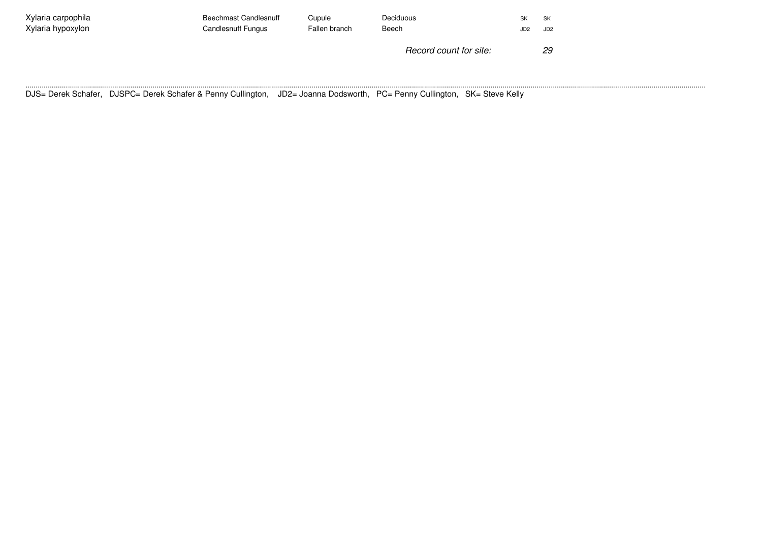| | | | | | |
|---|---|---|---|---|---|
| Xylaria carpophila | Beechmast Candlesnuff | Cupule | Deciduous | SK | SK |
| Xylaria hypoxylon | Candlesnuff Fungus | Fallen branch | Beech | JD2 | JD2 |

*Record count for site:* *29*

DJS= Derek Schafer, DJSPC= Derek Schafer & Penny Cullington, JD2= Joanna Dodsworth, PC= Penny Cullington, SK= Steve Kelly